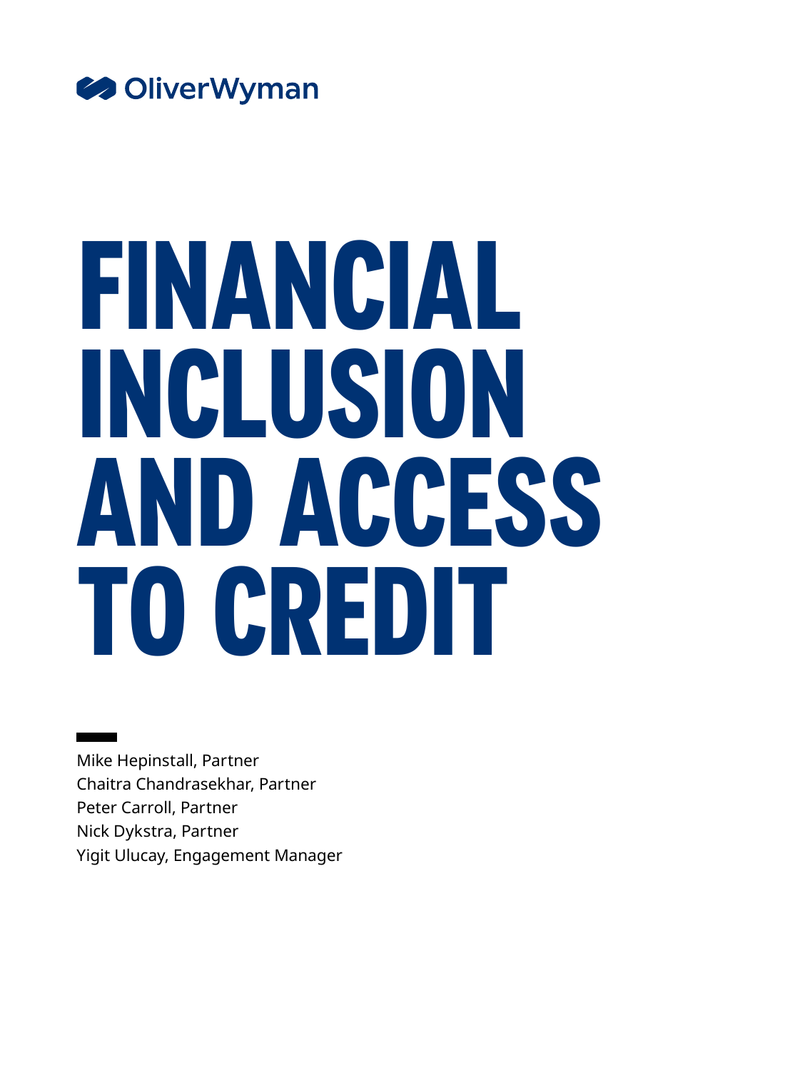OliverWyman

# FINANCIAL INCLUSION AND ACCESS TO CREDIT

Mike Hepinstall, Partner
Chaitra Chandrasekhar, Partner
Peter Carroll, Partner
Nick Dykstra, Partner
Yigit Ulucay, Engagement Manager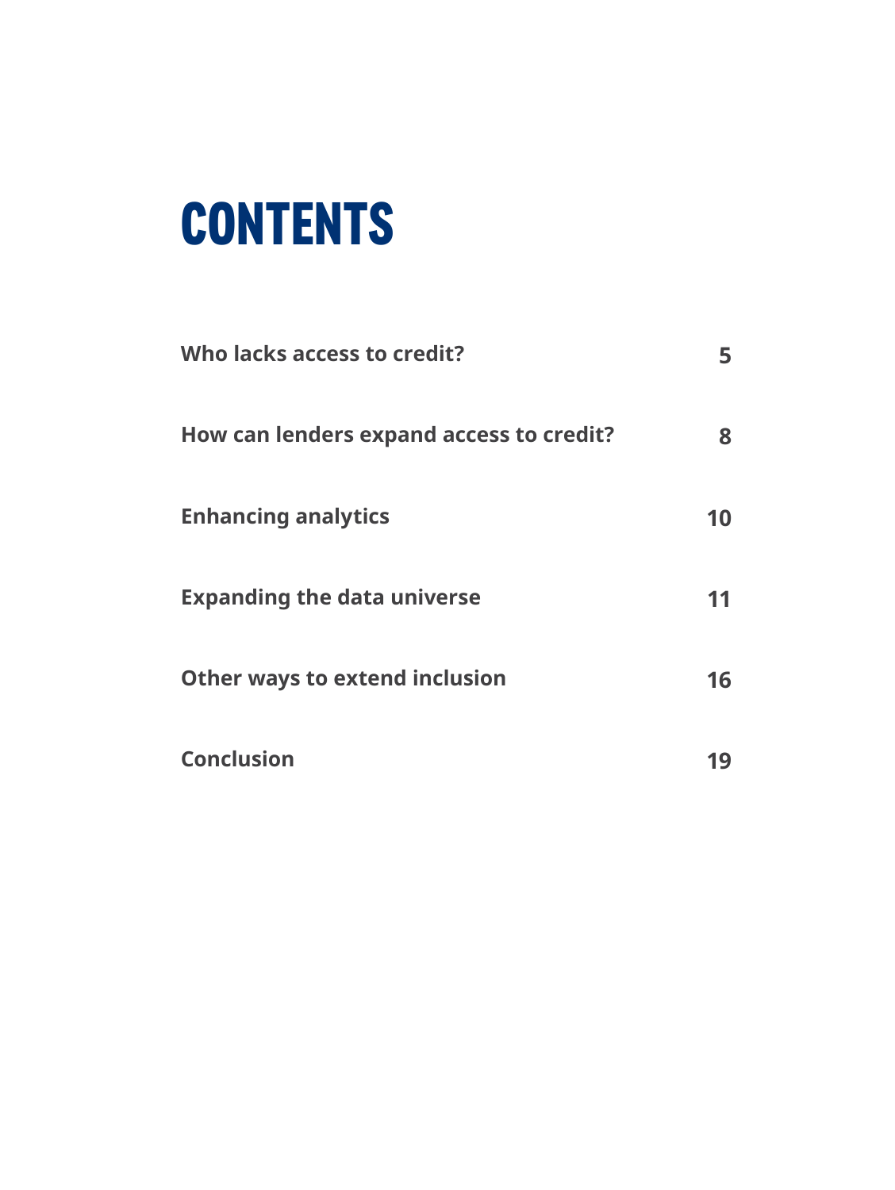# CONTENTS

| | |
|---|---|
| **Who lacks access to credit?** | **5** |
| **How can lenders expand access to credit?** | **8** |
| **Enhancing analytics** | **10** |
| **Expanding the data universe** | **11** |
| **Other ways to extend inclusion** | **16** |
| **Conclusion** | **19** |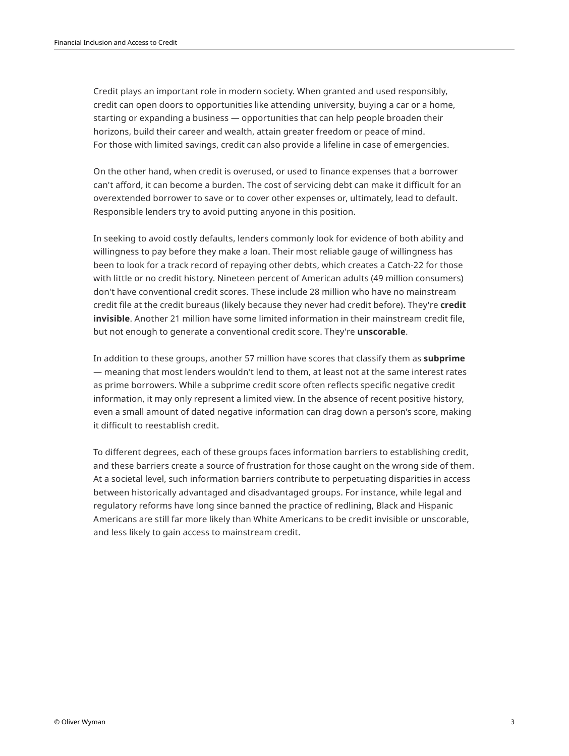Credit plays an important role in modern society. When granted and used responsibly, credit can open doors to opportunities like attending university, buying a car or a home, starting or expanding a business — opportunities that can help people broaden their horizons, build their career and wealth, attain greater freedom or peace of mind. For those with limited savings, credit can also provide a lifeline in case of emergencies.

On the other hand, when credit is overused, or used to finance expenses that a borrower can't afford, it can become a burden. The cost of servicing debt can make it difficult for an overextended borrower to save or to cover other expenses or, ultimately, lead to default. Responsible lenders try to avoid putting anyone in this position.

In seeking to avoid costly defaults, lenders commonly look for evidence of both ability and willingness to pay before they make a loan. Their most reliable gauge of willingness has been to look for a track record of repaying other debts, which creates a Catch-22 for those with little or no credit history. Nineteen percent of American adults (49 million consumers) don't have conventional credit scores. These include 28 million who have no mainstream credit file at the credit bureaus (likely because they never had credit before). They're **credit invisible**. Another 21 million have some limited information in their mainstream credit file, but not enough to generate a conventional credit score. They're **unscorable**.

In addition to these groups, another 57 million have scores that classify them as **subprime** — meaning that most lenders wouldn't lend to them, at least not at the same interest rates as prime borrowers. While a subprime credit score often reflects specific negative credit information, it may only represent a limited view. In the absence of recent positive history, even a small amount of dated negative information can drag down a person's score, making it difficult to reestablish credit.

To different degrees, each of these groups faces information barriers to establishing credit, and these barriers create a source of frustration for those caught on the wrong side of them. At a societal level, such information barriers contribute to perpetuating disparities in access between historically advantaged and disadvantaged groups. For instance, while legal and regulatory reforms have long since banned the practice of redlining, Black and Hispanic Americans are still far more likely than White Americans to be credit invisible or unscorable, and less likely to gain access to mainstream credit.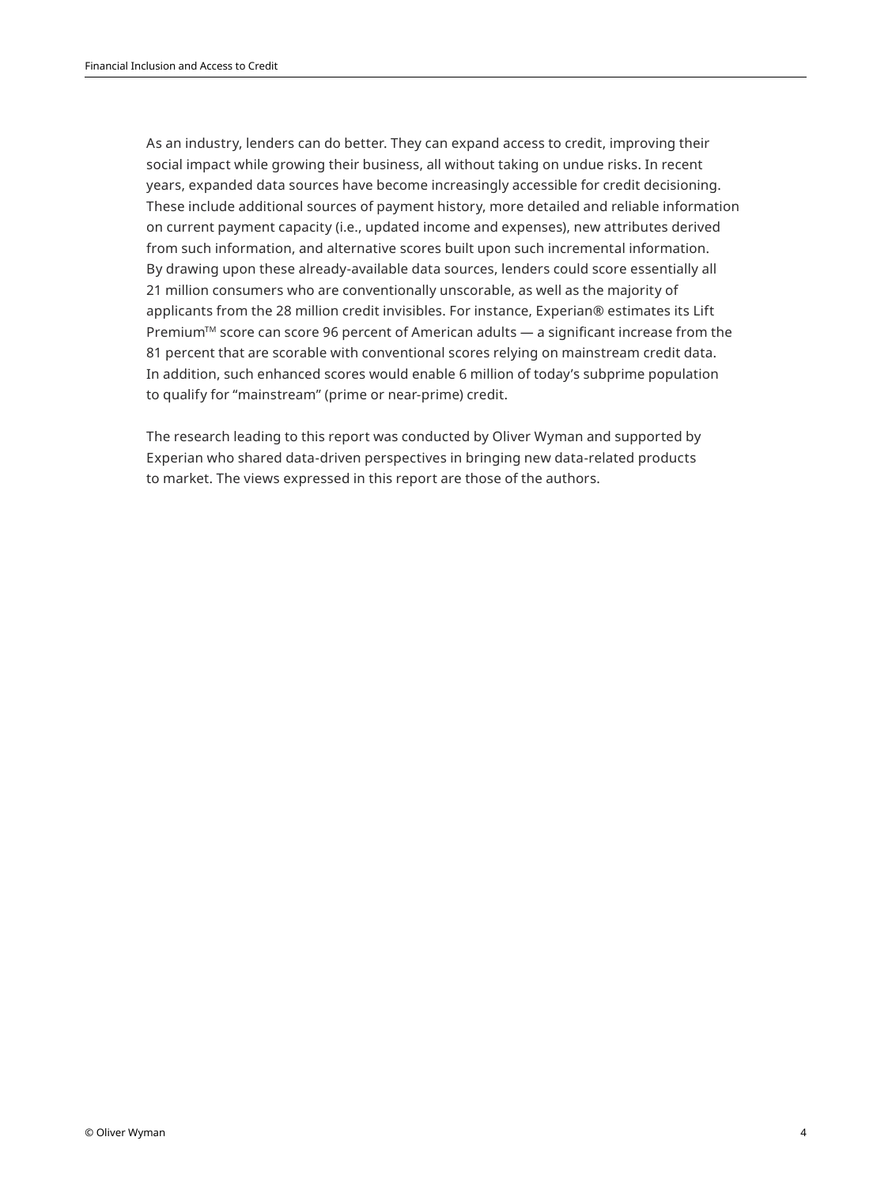As an industry, lenders can do better. They can expand access to credit, improving their social impact while growing their business, all without taking on undue risks. In recent years, expanded data sources have become increasingly accessible for credit decisioning. These include additional sources of payment history, more detailed and reliable information on current payment capacity (i.e., updated income and expenses), new attributes derived from such information, and alternative scores built upon such incremental information. By drawing upon these already-available data sources, lenders could score essentially all 21 million consumers who are conventionally unscorable, as well as the majority of applicants from the 28 million credit invisibles. For instance, Experian® estimates its Lift Premium™ score can score 96 percent of American adults — a significant increase from the 81 percent that are scorable with conventional scores relying on mainstream credit data. In addition, such enhanced scores would enable 6 million of today's subprime population to qualify for "mainstream" (prime or near-prime) credit.

The research leading to this report was conducted by Oliver Wyman and supported by Experian who shared data-driven perspectives in bringing new data-related products to market. The views expressed in this report are those of the authors.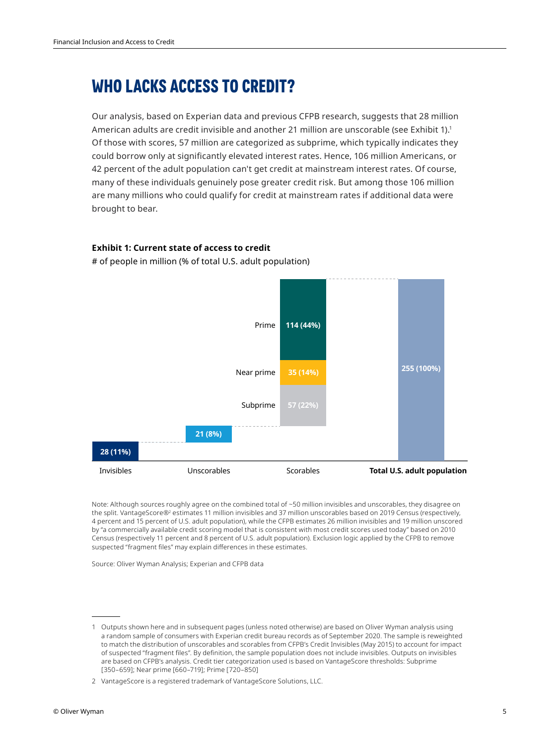# WHO LACKS ACCESS TO CREDIT?

Our analysis, based on Experian data and previous CFPB research, suggests that 28 million American adults are credit invisible and another 21 million are unscorable (see Exhibit 1).[1] Of those with scores, 57 million are categorized as subprime, which typically indicates they could borrow only at significantly elevated interest rates. Hence, 106 million Americans, or 42 percent of the adult population can't get credit at mainstream interest rates. Of course, many of these individuals genuinely pose greater credit risk. But among those 106 million are many millions who could qualify for credit at mainstream rates if additional data were brought to bear.

**Exhibit 1: Current state of access to credit**

# of people in million (% of total U.S. adult population)

| Category | Segment | # of people in million (% of total U.S. adult population) |
|---|---|---|
| Invisibles | | 28 (11%) |
| Unscorables | | 21 (8%) |
| Scorables | Subprime | 57 (22%) |
| Scorables | Near prime | 35 (14%) |
| Scorables | Prime | 114 (44%) |
| **Total U.S. adult population** | | 255 (100%) |

Note: Although sources roughly agree on the combined total of ~50 million invisibles and unscorables, they disagree on the split. VantageScore®[2] estimates 11 million invisibles and 37 million unscorables based on 2019 Census (respectively, 4 percent and 15 percent of U.S. adult population), while the CFPB estimates 26 million invisibles and 19 million unscored by "a commercially available credit scoring model that is consistent with most credit scores used today" based on 2010 Census (respectively 11 percent and 8 percent of U.S. adult population). Exclusion logic applied by the CFPB to remove suspected "fragment files" may explain differences in these estimates.

Source: Oliver Wyman Analysis; Experian and CFPB data

---

1 Outputs shown here and in subsequent pages (unless noted otherwise) are based on Oliver Wyman analysis using a random sample of consumers with Experian credit bureau records as of September 2020. The sample is reweighted to match the distribution of unscorables and scorables from CFPB's Credit Invisibles (May 2015) to account for impact of suspected "fragment files". By definition, the sample population does not include invisibles. Outputs on invisibles are based on CFPB's analysis. Credit tier categorization used is based on VantageScore thresholds: Subprime [350–659]; Near prime [660–719]; Prime [720–850]

2 VantageScore is a registered trademark of VantageScore Solutions, LLC.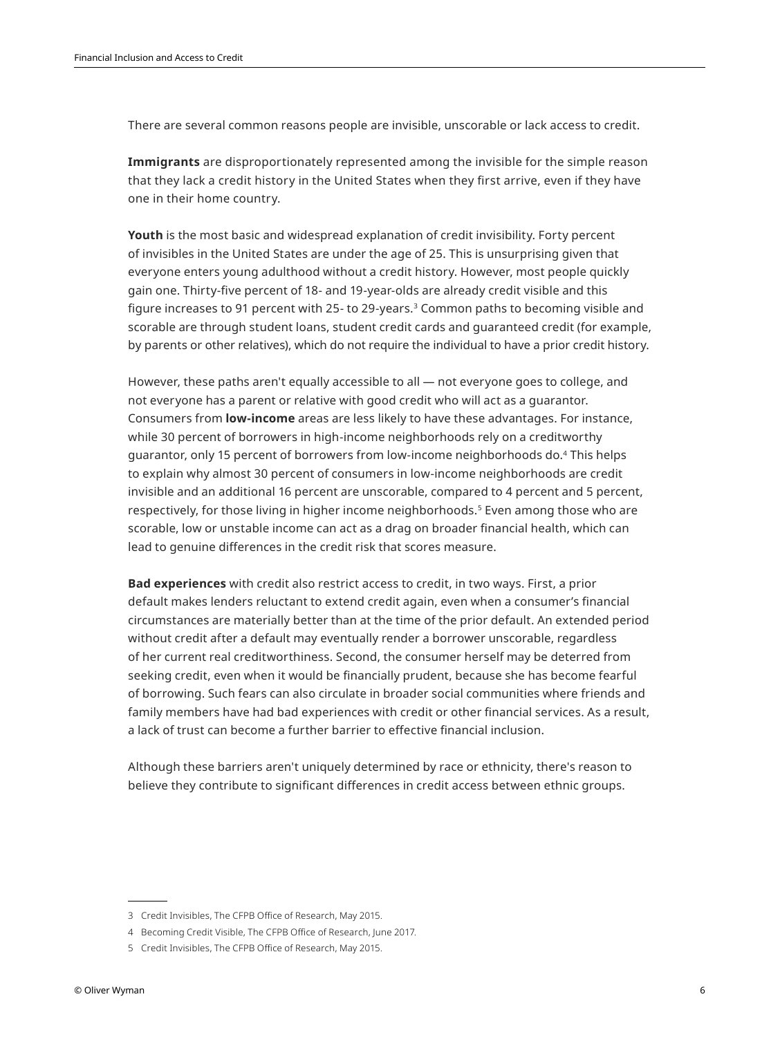There are several common reasons people are invisible, unscorable or lack access to credit.

**Immigrants** are disproportionately represented among the invisible for the simple reason that they lack a credit history in the United States when they first arrive, even if they have one in their home country.

**Youth** is the most basic and widespread explanation of credit invisibility. Forty percent of invisibles in the United States are under the age of 25. This is unsurprising given that everyone enters young adulthood without a credit history. However, most people quickly gain one. Thirty-five percent of 18- and 19-year-olds are already credit visible and this figure increases to 91 percent with 25- to 29-years.[3] Common paths to becoming visible and scorable are through student loans, student credit cards and guaranteed credit (for example, by parents or other relatives), which do not require the individual to have a prior credit history.

However, these paths aren't equally accessible to all — not everyone goes to college, and not everyone has a parent or relative with good credit who will act as a guarantor. Consumers from **low-income** areas are less likely to have these advantages. For instance, while 30 percent of borrowers in high-income neighborhoods rely on a creditworthy guarantor, only 15 percent of borrowers from low-income neighborhoods do.[4] This helps to explain why almost 30 percent of consumers in low-income neighborhoods are credit invisible and an additional 16 percent are unscorable, compared to 4 percent and 5 percent, respectively, for those living in higher income neighborhoods.[5] Even among those who are scorable, low or unstable income can act as a drag on broader financial health, which can lead to genuine differences in the credit risk that scores measure.

**Bad experiences** with credit also restrict access to credit, in two ways. First, a prior default makes lenders reluctant to extend credit again, even when a consumer's financial circumstances are materially better than at the time of the prior default. An extended period without credit after a default may eventually render a borrower unscorable, regardless of her current real creditworthiness. Second, the consumer herself may be deterred from seeking credit, even when it would be financially prudent, because she has become fearful of borrowing. Such fears can also circulate in broader social communities where friends and family members have had bad experiences with credit or other financial services. As a result, a lack of trust can become a further barrier to effective financial inclusion.

Although these barriers aren't uniquely determined by race or ethnicity, there's reason to believe they contribute to significant differences in credit access between ethnic groups.

---

3 Credit Invisibles, The CFPB Office of Research, May 2015.

4 Becoming Credit Visible, The CFPB Office of Research, June 2017.

5 Credit Invisibles, The CFPB Office of Research, May 2015.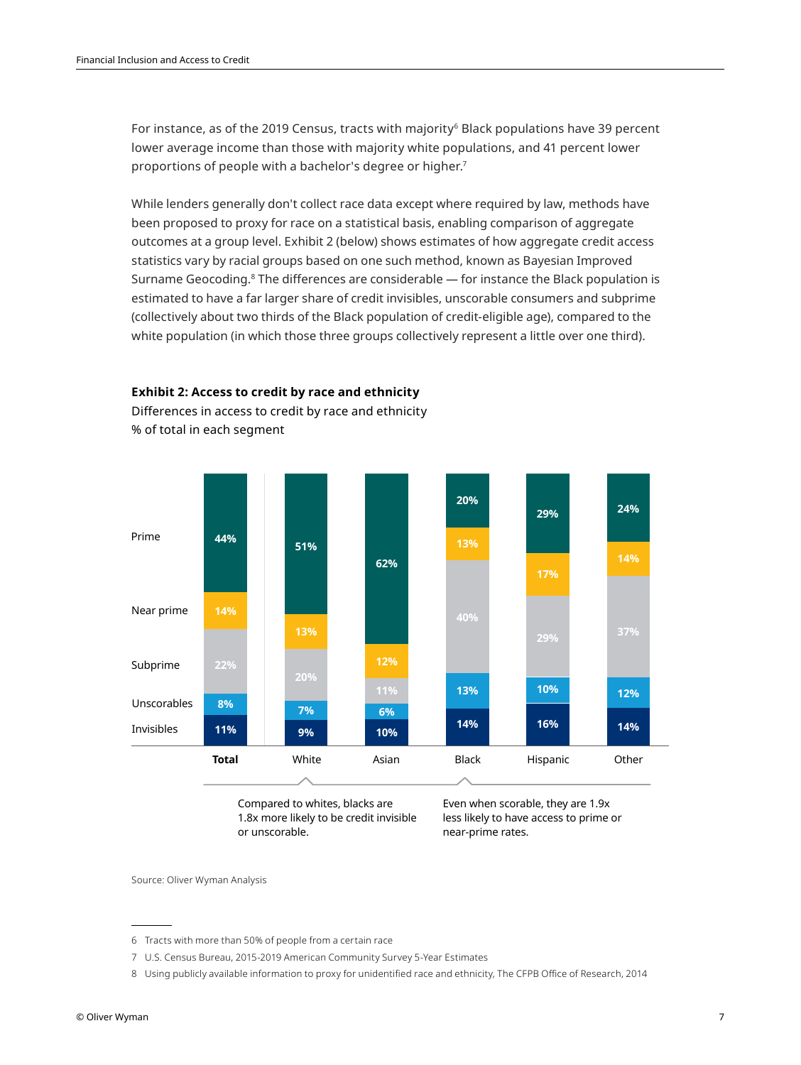For instance, as of the 2019 Census, tracts with majority[6] Black populations have 39 percent lower average income than those with majority white populations, and 41 percent lower proportions of people with a bachelor's degree or higher.[7]

While lenders generally don't collect race data except where required by law, methods have been proposed to proxy for race on a statistical basis, enabling comparison of aggregate outcomes at a group level. Exhibit 2 (below) shows estimates of how aggregate credit access statistics vary by racial groups based on one such method, known as Bayesian Improved Surname Geocoding.[8] The differences are considerable — for instance the Black population is estimated to have a far larger share of credit invisibles, unscorable consumers and subprime (collectively about two thirds of the Black population of credit-eligible age), compared to the white population (in which those three groups collectively represent a little over one third).

**Exhibit 2: Access to credit by race and ethnicity**

Differences in access to credit by race and ethnicity

% of total in each segment

| | **Total** | White | Asian | Black | Hispanic | Other |
|---|---|---|---|---|---|---|
| Prime | 44% | 51% | 62% | 20% | 29% | 24% |
| Near prime | 14% | 13% | 12% | 13% | 17% | 14% |
| Subprime | 22% | 20% | 11% | 40% | 29% | 37% |
| Unscorables | 8% | 7% | 6% | 13% | 10% | 12% |
| Invisibles | 11% | 9% | 10% | 14% | 16% | 14% |

Compared to whites, blacks are 1.8x more likely to be credit invisible or unscorable.

Even when scorable, they are 1.9x less likely to have access to prime or near-prime rates.

Source: Oliver Wyman Analysis

6 Tracts with more than 50% of people from a certain race

7 U.S. Census Bureau, 2015-2019 American Community Survey 5-Year Estimates

8 Using publicly available information to proxy for unidentified race and ethnicity, The CFPB Office of Research, 2014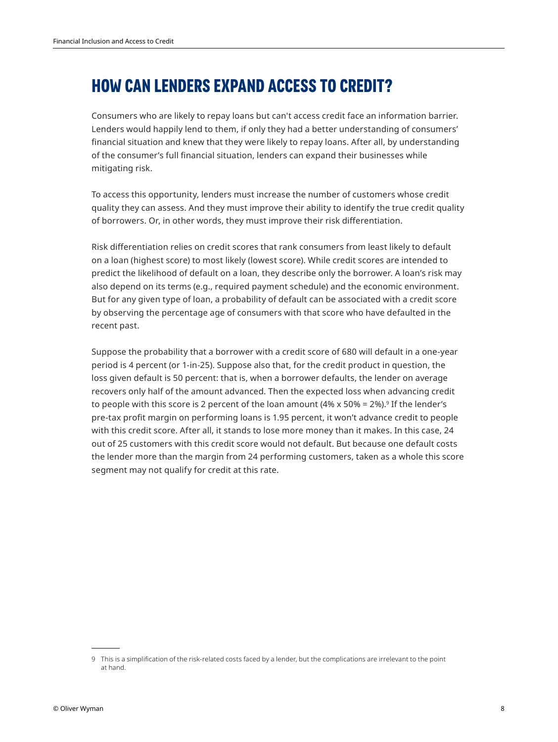# HOW CAN LENDERS EXPAND ACCESS TO CREDIT?

Consumers who are likely to repay loans but can't access credit face an information barrier. Lenders would happily lend to them, if only they had a better understanding of consumers' financial situation and knew that they were likely to repay loans. After all, by understanding of the consumer's full financial situation, lenders can expand their businesses while mitigating risk.

To access this opportunity, lenders must increase the number of customers whose credit quality they can assess. And they must improve their ability to identify the true credit quality of borrowers. Or, in other words, they must improve their risk differentiation.

Risk differentiation relies on credit scores that rank consumers from least likely to default on a loan (highest score) to most likely (lowest score). While credit scores are intended to predict the likelihood of default on a loan, they describe only the borrower. A loan's risk may also depend on its terms (e.g., required payment schedule) and the economic environment. But for any given type of loan, a probability of default can be associated with a credit score by observing the percentage age of consumers with that score who have defaulted in the recent past.

Suppose the probability that a borrower with a credit score of 680 will default in a one-year period is 4 percent (or 1-in-25). Suppose also that, for the credit product in question, the loss given default is 50 percent: that is, when a borrower defaults, the lender on average recovers only half of the amount advanced. Then the expected loss when advancing credit to people with this score is 2 percent of the loan amount (4% x 50% = 2%).[9] If the lender's pre-tax profit margin on performing loans is 1.95 percent, it won't advance credit to people with this credit score. After all, it stands to lose more money than it makes. In this case, 24 out of 25 customers with this credit score would not default. But because one default costs the lender more than the margin from 24 performing customers, taken as a whole this score segment may not qualify for credit at this rate.

9 This is a simplification of the risk-related costs faced by a lender, but the complications are irrelevant to the point at hand.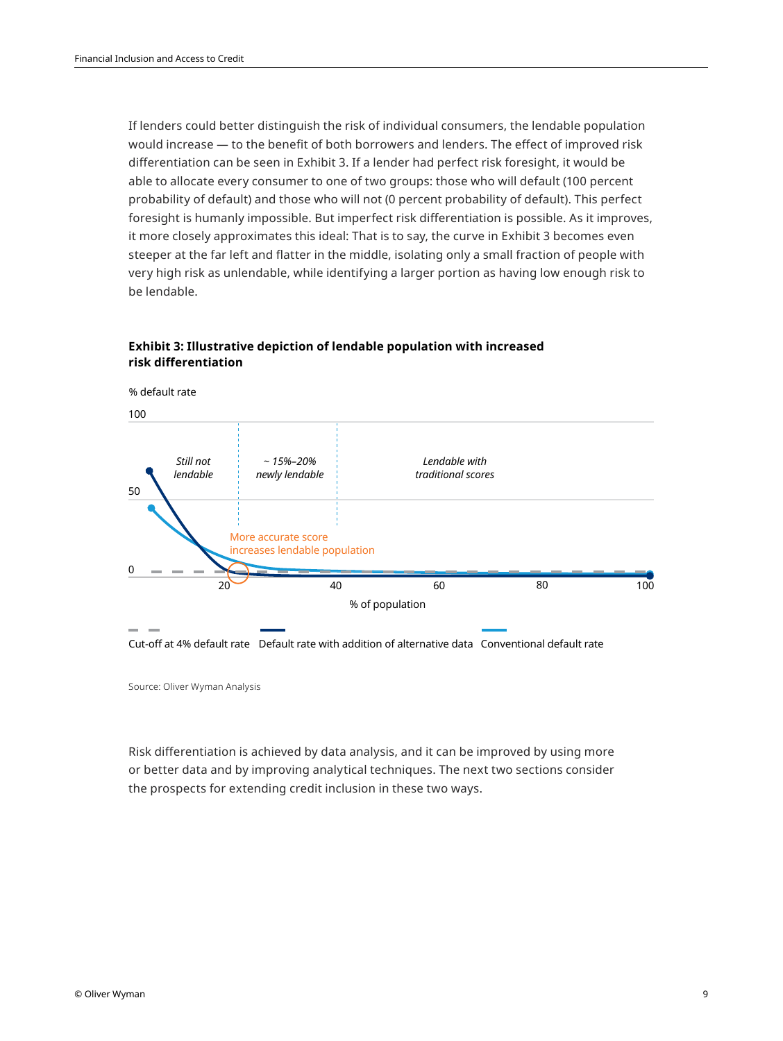If lenders could better distinguish the risk of individual consumers, the lendable population would increase — to the benefit of both borrowers and lenders. The effect of improved risk differentiation can be seen in Exhibit 3. If a lender had perfect risk foresight, it would be able to allocate every consumer to one of two groups: those who will default (100 percent probability of default) and those who will not (0 percent probability of default). This perfect foresight is humanly impossible. But imperfect risk differentiation is possible. As it improves, it more closely approximates this ideal: That is to say, the curve in Exhibit 3 becomes even steeper at the far left and flatter in the middle, isolating only a small fraction of people with very high risk as unlendable, while identifying a larger portion as having low enough risk to be lendable.

**Exhibit 3: Illustrative depiction of lendable population with increased risk differentiation**

% default rate

100

50

0

*Still not lendable*

*~ 15%–20% newly lendable*

*Lendable with traditional scores*

More accurate score increases lendable population

20 40 60 80 100

% of population

Cut-off at 4% default rate   Default rate with addition of alternative data   Conventional default rate

Source: Oliver Wyman Analysis

Risk differentiation is achieved by data analysis, and it can be improved by using more or better data and by improving analytical techniques. The next two sections consider the prospects for extending credit inclusion in these two ways.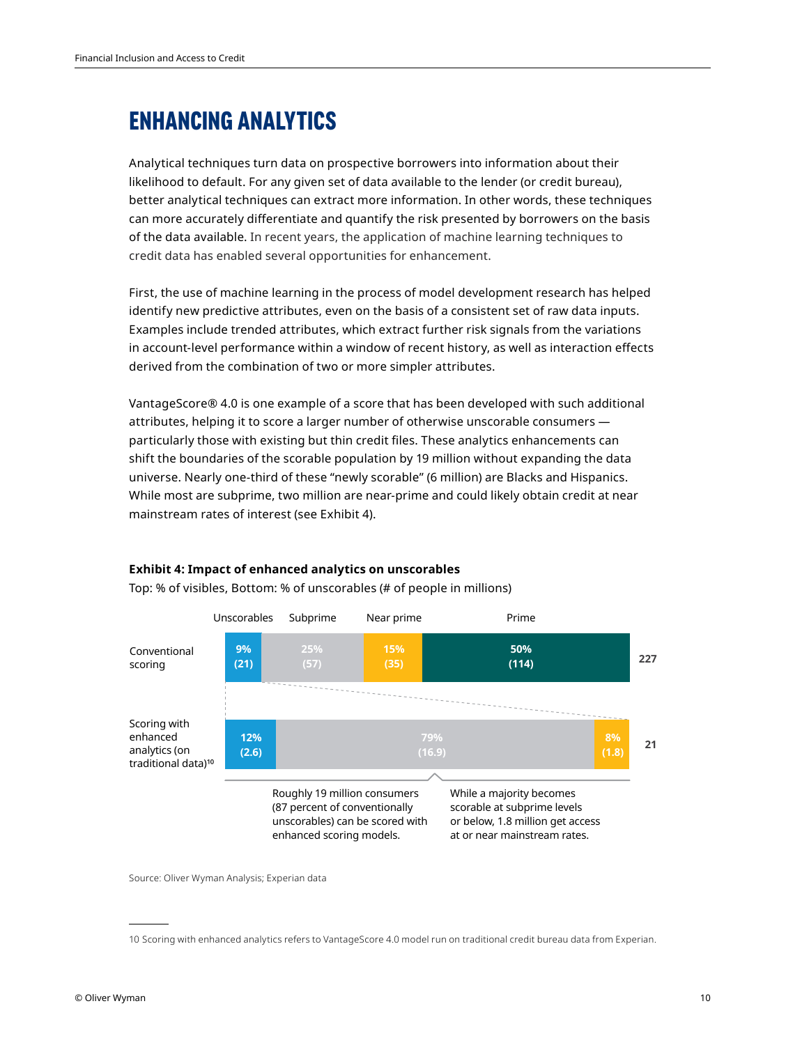# ENHANCING ANALYTICS

Analytical techniques turn data on prospective borrowers into information about their likelihood to default. For any given set of data available to the lender (or credit bureau), better analytical techniques can extract more information. In other words, these techniques can more accurately differentiate and quantify the risk presented by borrowers on the basis of the data available. In recent years, the application of machine learning techniques to credit data has enabled several opportunities for enhancement.

First, the use of machine learning in the process of model development research has helped identify new predictive attributes, even on the basis of a consistent set of raw data inputs. Examples include trended attributes, which extract further risk signals from the variations in account-level performance within a window of recent history, as well as interaction effects derived from the combination of two or more simpler attributes.

VantageScore® 4.0 is one example of a score that has been developed with such additional attributes, helping it to score a larger number of otherwise unscorable consumers — particularly those with existing but thin credit files. These analytics enhancements can shift the boundaries of the scorable population by 19 million without expanding the data universe. Nearly one-third of these "newly scorable" (6 million) are Blacks and Hispanics. While most are subprime, two million are near-prime and could likely obtain credit at near mainstream rates of interest (see Exhibit 4).

**Exhibit 4: Impact of enhanced analytics on unscorables**

Top: % of visibles, Bottom: % of unscorables (# of people in millions)

| | Unscorables | Subprime | Near prime | Prime | Total |
|---|---|---|---|---|---|
| Conventional scoring | 9% (21) | 25% (57) | 15% (35) | 50% (114) | 227 |
| Scoring with enhanced analytics (on traditional data)[10] | 12% (2.6) | 79% (16.9) | 8% (1.8) | | 21 |

Roughly 19 million consumers (87 percent of conventionally unscorables) can be scored with enhanced scoring models.

While a majority becomes scorable at subprime levels or below, 1.8 million get access at or near mainstream rates.

Source: Oliver Wyman Analysis; Experian data

10 Scoring with enhanced analytics refers to VantageScore 4.0 model run on traditional credit bureau data from Experian.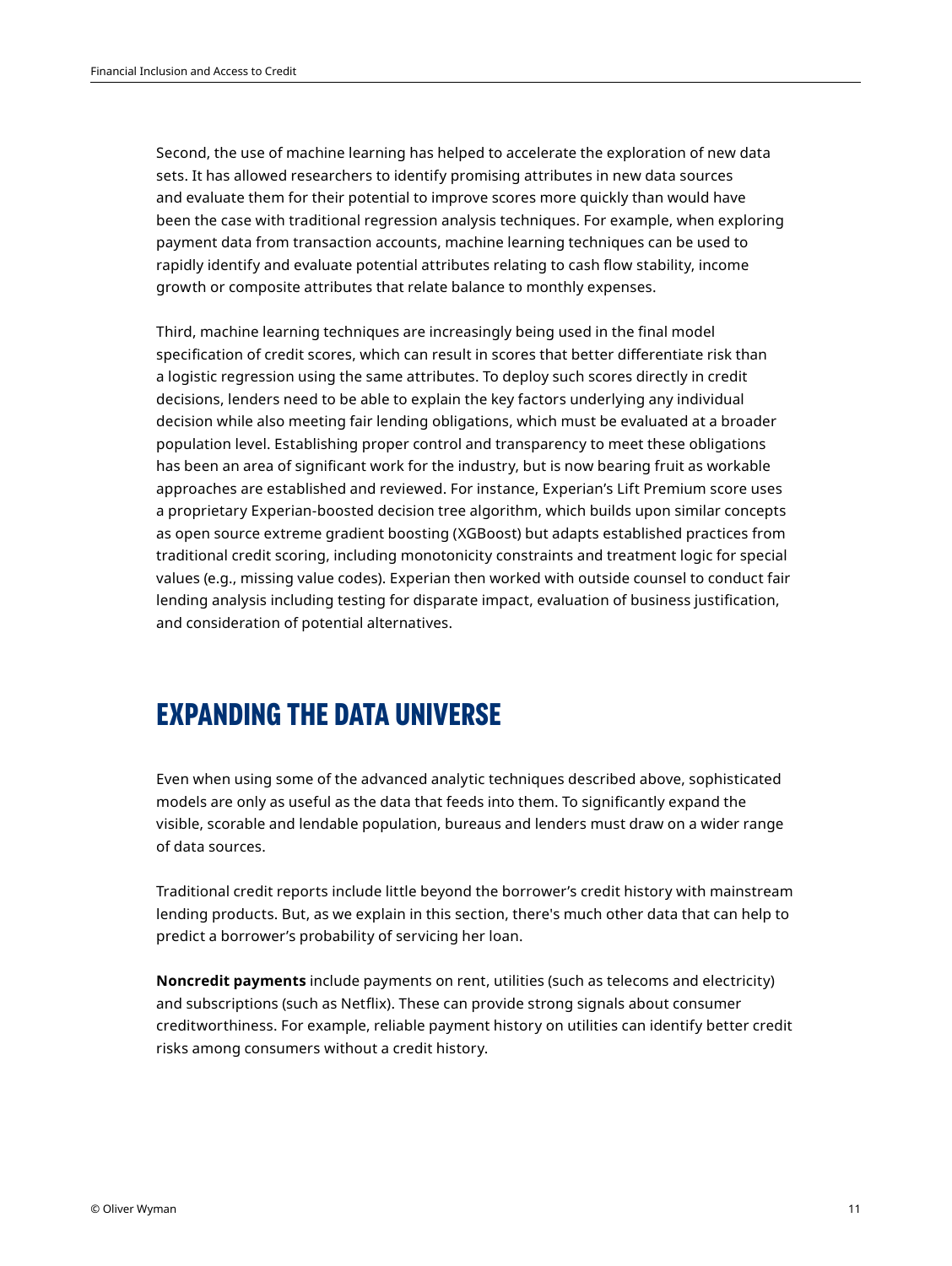Second, the use of machine learning has helped to accelerate the exploration of new data sets. It has allowed researchers to identify promising attributes in new data sources and evaluate them for their potential to improve scores more quickly than would have been the case with traditional regression analysis techniques. For example, when exploring payment data from transaction accounts, machine learning techniques can be used to rapidly identify and evaluate potential attributes relating to cash flow stability, income growth or composite attributes that relate balance to monthly expenses.

Third, machine learning techniques are increasingly being used in the final model specification of credit scores, which can result in scores that better differentiate risk than a logistic regression using the same attributes. To deploy such scores directly in credit decisions, lenders need to be able to explain the key factors underlying any individual decision while also meeting fair lending obligations, which must be evaluated at a broader population level. Establishing proper control and transparency to meet these obligations has been an area of significant work for the industry, but is now bearing fruit as workable approaches are established and reviewed. For instance, Experian's Lift Premium score uses a proprietary Experian-boosted decision tree algorithm, which builds upon similar concepts as open source extreme gradient boosting (XGBoost) but adapts established practices from traditional credit scoring, including monotonicity constraints and treatment logic for special values (e.g., missing value codes). Experian then worked with outside counsel to conduct fair lending analysis including testing for disparate impact, evaluation of business justification, and consideration of potential alternatives.

## EXPANDING THE DATA UNIVERSE

Even when using some of the advanced analytic techniques described above, sophisticated models are only as useful as the data that feeds into them. To significantly expand the visible, scorable and lendable population, bureaus and lenders must draw on a wider range of data sources.

Traditional credit reports include little beyond the borrower's credit history with mainstream lending products. But, as we explain in this section, there's much other data that can help to predict a borrower's probability of servicing her loan.

**Noncredit payments** include payments on rent, utilities (such as telecoms and electricity) and subscriptions (such as Netflix). These can provide strong signals about consumer creditworthiness. For example, reliable payment history on utilities can identify better credit risks among consumers without a credit history.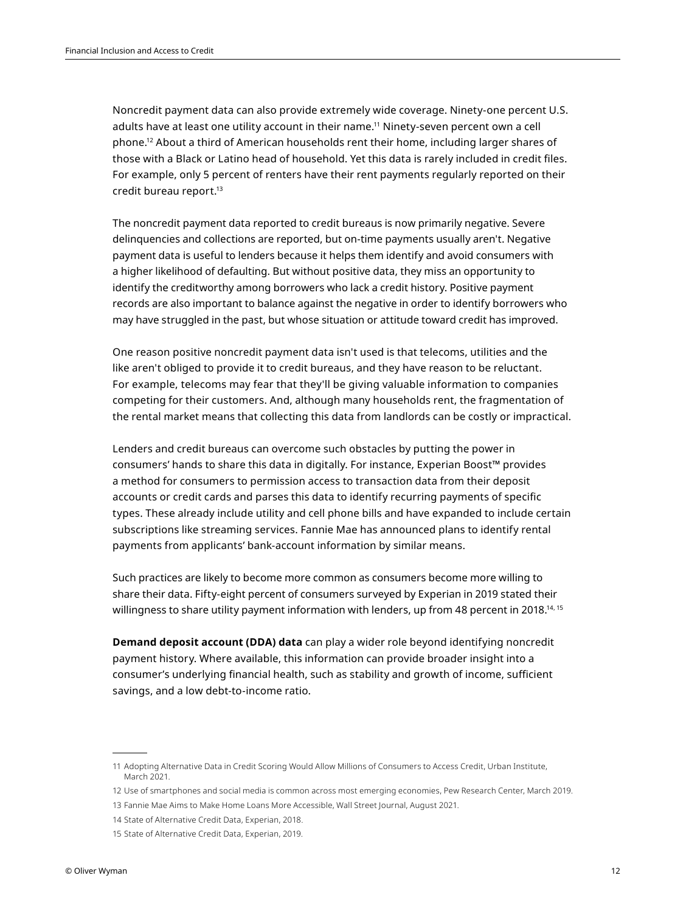Noncredit payment data can also provide extremely wide coverage. Ninety-one percent U.S. adults have at least one utility account in their name.[11] Ninety-seven percent own a cell phone.[12] About a third of American households rent their home, including larger shares of those with a Black or Latino head of household. Yet this data is rarely included in credit files. For example, only 5 percent of renters have their rent payments regularly reported on their credit bureau report.[13]

The noncredit payment data reported to credit bureaus is now primarily negative. Severe delinquencies and collections are reported, but on-time payments usually aren't. Negative payment data is useful to lenders because it helps them identify and avoid consumers with a higher likelihood of defaulting. But without positive data, they miss an opportunity to identify the creditworthy among borrowers who lack a credit history. Positive payment records are also important to balance against the negative in order to identify borrowers who may have struggled in the past, but whose situation or attitude toward credit has improved.

One reason positive noncredit payment data isn't used is that telecoms, utilities and the like aren't obliged to provide it to credit bureaus, and they have reason to be reluctant. For example, telecoms may fear that they'll be giving valuable information to companies competing for their customers. And, although many households rent, the fragmentation of the rental market means that collecting this data from landlords can be costly or impractical.

Lenders and credit bureaus can overcome such obstacles by putting the power in consumers' hands to share this data in digitally. For instance, Experian Boost™ provides a method for consumers to permission access to transaction data from their deposit accounts or credit cards and parses this data to identify recurring payments of specific types. These already include utility and cell phone bills and have expanded to include certain subscriptions like streaming services. Fannie Mae has announced plans to identify rental payments from applicants' bank-account information by similar means.

Such practices are likely to become more common as consumers become more willing to share their data. Fifty-eight percent of consumers surveyed by Experian in 2019 stated their willingness to share utility payment information with lenders, up from 48 percent in 2018.[14, 15]

**Demand deposit account (DDA) data** can play a wider role beyond identifying noncredit payment history. Where available, this information can provide broader insight into a consumer's underlying financial health, such as stability and growth of income, sufficient savings, and a low debt-to-income ratio.

---

11 Adopting Alternative Data in Credit Scoring Would Allow Millions of Consumers to Access Credit, Urban Institute, March 2021.

12 Use of smartphones and social media is common across most emerging economies, Pew Research Center, March 2019.

13 Fannie Mae Aims to Make Home Loans More Accessible, Wall Street Journal, August 2021.

14 State of Alternative Credit Data, Experian, 2018.

15 State of Alternative Credit Data, Experian, 2019.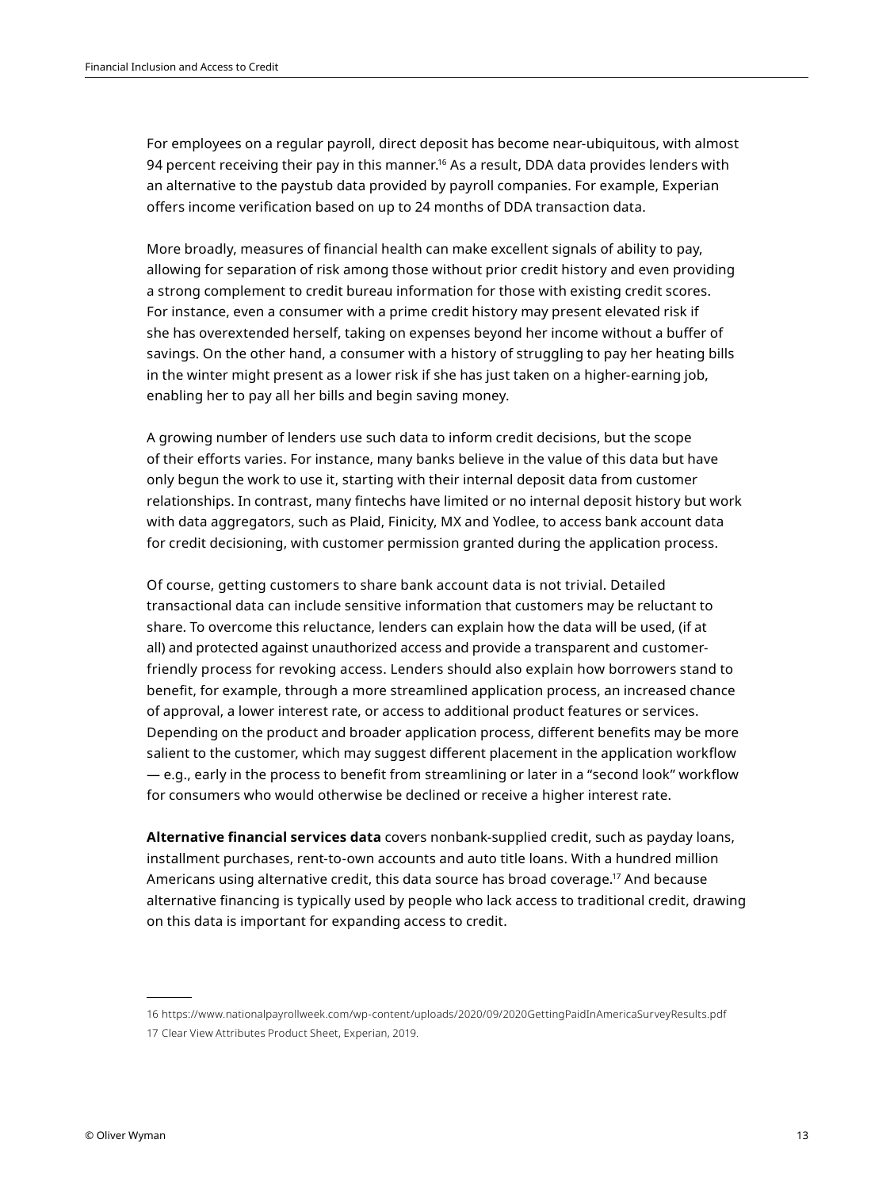For employees on a regular payroll, direct deposit has become near-ubiquitous, with almost 94 percent receiving their pay in this manner.[16] As a result, DDA data provides lenders with an alternative to the paystub data provided by payroll companies. For example, Experian offers income verification based on up to 24 months of DDA transaction data.

More broadly, measures of financial health can make excellent signals of ability to pay, allowing for separation of risk among those without prior credit history and even providing a strong complement to credit bureau information for those with existing credit scores. For instance, even a consumer with a prime credit history may present elevated risk if she has overextended herself, taking on expenses beyond her income without a buffer of savings. On the other hand, a consumer with a history of struggling to pay her heating bills in the winter might present as a lower risk if she has just taken on a higher-earning job, enabling her to pay all her bills and begin saving money.

A growing number of lenders use such data to inform credit decisions, but the scope of their efforts varies. For instance, many banks believe in the value of this data but have only begun the work to use it, starting with their internal deposit data from customer relationships. In contrast, many fintechs have limited or no internal deposit history but work with data aggregators, such as Plaid, Finicity, MX and Yodlee, to access bank account data for credit decisioning, with customer permission granted during the application process.

Of course, getting customers to share bank account data is not trivial. Detailed transactional data can include sensitive information that customers may be reluctant to share. To overcome this reluctance, lenders can explain how the data will be used, (if at all) and protected against unauthorized access and provide a transparent and customer-friendly process for revoking access. Lenders should also explain how borrowers stand to benefit, for example, through a more streamlined application process, an increased chance of approval, a lower interest rate, or access to additional product features or services. Depending on the product and broader application process, different benefits may be more salient to the customer, which may suggest different placement in the application workflow — e.g., early in the process to benefit from streamlining or later in a "second look" workflow for consumers who would otherwise be declined or receive a higher interest rate.

**Alternative financial services data** covers nonbank-supplied credit, such as payday loans, installment purchases, rent-to-own accounts and auto title loans. With a hundred million Americans using alternative credit, this data source has broad coverage.[17] And because alternative financing is typically used by people who lack access to traditional credit, drawing on this data is important for expanding access to credit.

---

16 https://www.nationalpayrollweek.com/wp-content/uploads/2020/09/2020GettingPaidInAmericaSurveyResults.pdf

17 Clear View Attributes Product Sheet, Experian, 2019.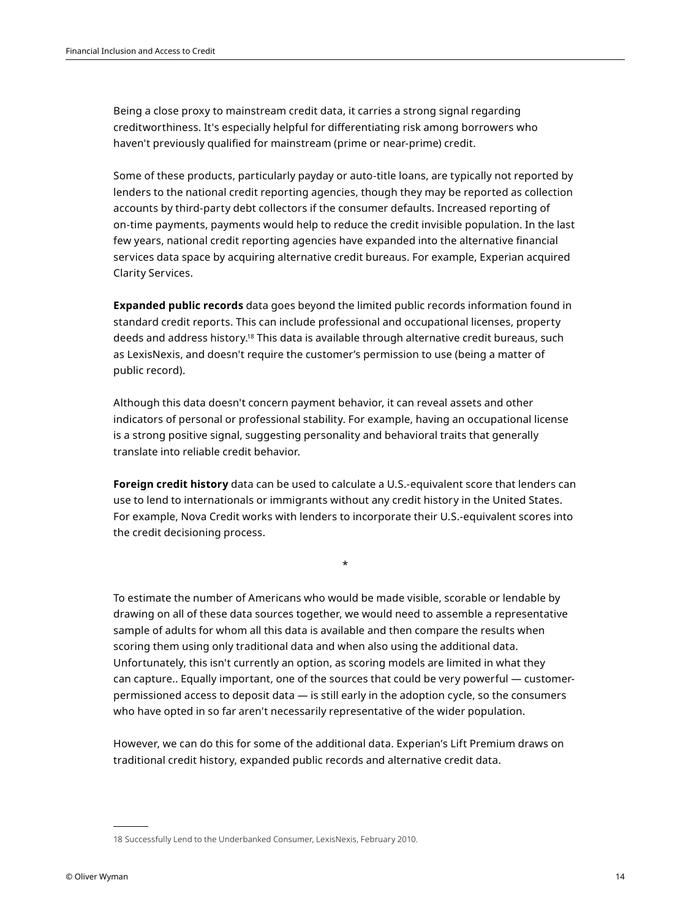Being a close proxy to mainstream credit data, it carries a strong signal regarding creditworthiness. It's especially helpful for differentiating risk among borrowers who haven't previously qualified for mainstream (prime or near-prime) credit.

Some of these products, particularly payday or auto-title loans, are typically not reported by lenders to the national credit reporting agencies, though they may be reported as collection accounts by third-party debt collectors if the consumer defaults. Increased reporting of on-time payments, payments would help to reduce the credit invisible population. In the last few years, national credit reporting agencies have expanded into the alternative financial services data space by acquiring alternative credit bureaus. For example, Experian acquired Clarity Services.

**Expanded public records** data goes beyond the limited public records information found in standard credit reports. This can include professional and occupational licenses, property deeds and address history.[18] This data is available through alternative credit bureaus, such as LexisNexis, and doesn't require the customer's permission to use (being a matter of public record).

Although this data doesn't concern payment behavior, it can reveal assets and other indicators of personal or professional stability. For example, having an occupational license is a strong positive signal, suggesting personality and behavioral traits that generally translate into reliable credit behavior.

**Foreign credit history** data can be used to calculate a U.S.-equivalent score that lenders can use to lend to internationals or immigrants without any credit history in the United States. For example, Nova Credit works with lenders to incorporate their U.S.-equivalent scores into the credit decisioning process.

*

To estimate the number of Americans who would be made visible, scorable or lendable by drawing on all of these data sources together, we would need to assemble a representative sample of adults for whom all this data is available and then compare the results when scoring them using only traditional data and when also using the additional data. Unfortunately, this isn't currently an option, as scoring models are limited in what they can capture.. Equally important, one of the sources that could be very powerful — customer-permissioned access to deposit data — is still early in the adoption cycle, so the consumers who have opted in so far aren't necessarily representative of the wider population.

However, we can do this for some of the additional data. Experian's Lift Premium draws on traditional credit history, expanded public records and alternative credit data.

18 Successfully Lend to the Underbanked Consumer, LexisNexis, February 2010.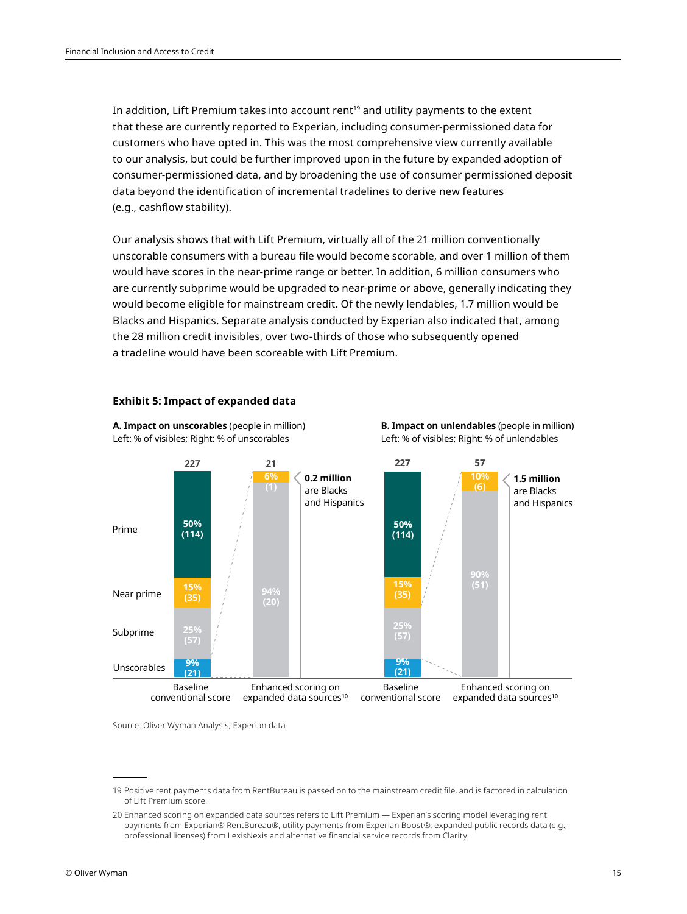In addition, Lift Premium takes into account rent[19] and utility payments to the extent that these are currently reported to Experian, including consumer-permissioned data for customers who have opted in. This was the most comprehensive view currently available to our analysis, but could be further improved upon in the future by expanded adoption of consumer-permissioned data, and by broadening the use of consumer permissioned deposit data beyond the identification of incremental tradelines to derive new features (e.g., cashflow stability).

Our analysis shows that with Lift Premium, virtually all of the 21 million conventionally unscorable consumers with a bureau file would become scorable, and over 1 million of them would have scores in the near-prime range or better. In addition, 6 million consumers who are currently subprime would be upgraded to near-prime or above, generally indicating they would become eligible for mainstream credit. Of the newly lendables, 1.7 million would be Blacks and Hispanics. Separate analysis conducted by Experian also indicated that, among the 28 million credit invisibles, over two-thirds of those who subsequently opened a tradeline would have been scoreable with Lift Premium.

**Exhibit 5: Impact of expanded data**

**A. Impact on unscorables** (people in million)
Left: % of visibles; Right: % of unscorables

| | Baseline conventional score (227) | Enhanced scoring on expanded data sources[10] (21) |
|---|---|---|
| Prime | 50% (114) | |
| Near prime | 15% (35) | 6% (1) |
| Subprime | 25% (57) | 94% (20) |
| Unscorables | 9% (21) | |

0.2 million are Blacks and Hispanics

**B. Impact on unlendables** (people in million)
Left: % of visibles; Right: % of unlendables

| | Baseline conventional score (227) | Enhanced scoring on expanded data sources[10] (57) |
|---|---|---|
| Prime | 50% (114) | |
| Near prime | 15% (35) | 10% (6) |
| Subprime | 25% (57) | 90% (51) |
| Unscorables | 9% (21) | |

1.5 million are Blacks and Hispanics

Source: Oliver Wyman Analysis; Experian data

---

19 Positive rent payments data from RentBureau is passed on to the mainstream credit file, and is factored in calculation of Lift Premium score.

20 Enhanced scoring on expanded data sources refers to Lift Premium — Experian's scoring model leveraging rent payments from Experian® RentBureau®, utility payments from Experian Boost®, expanded public records data (e.g., professional licenses) from LexisNexis and alternative financial service records from Clarity.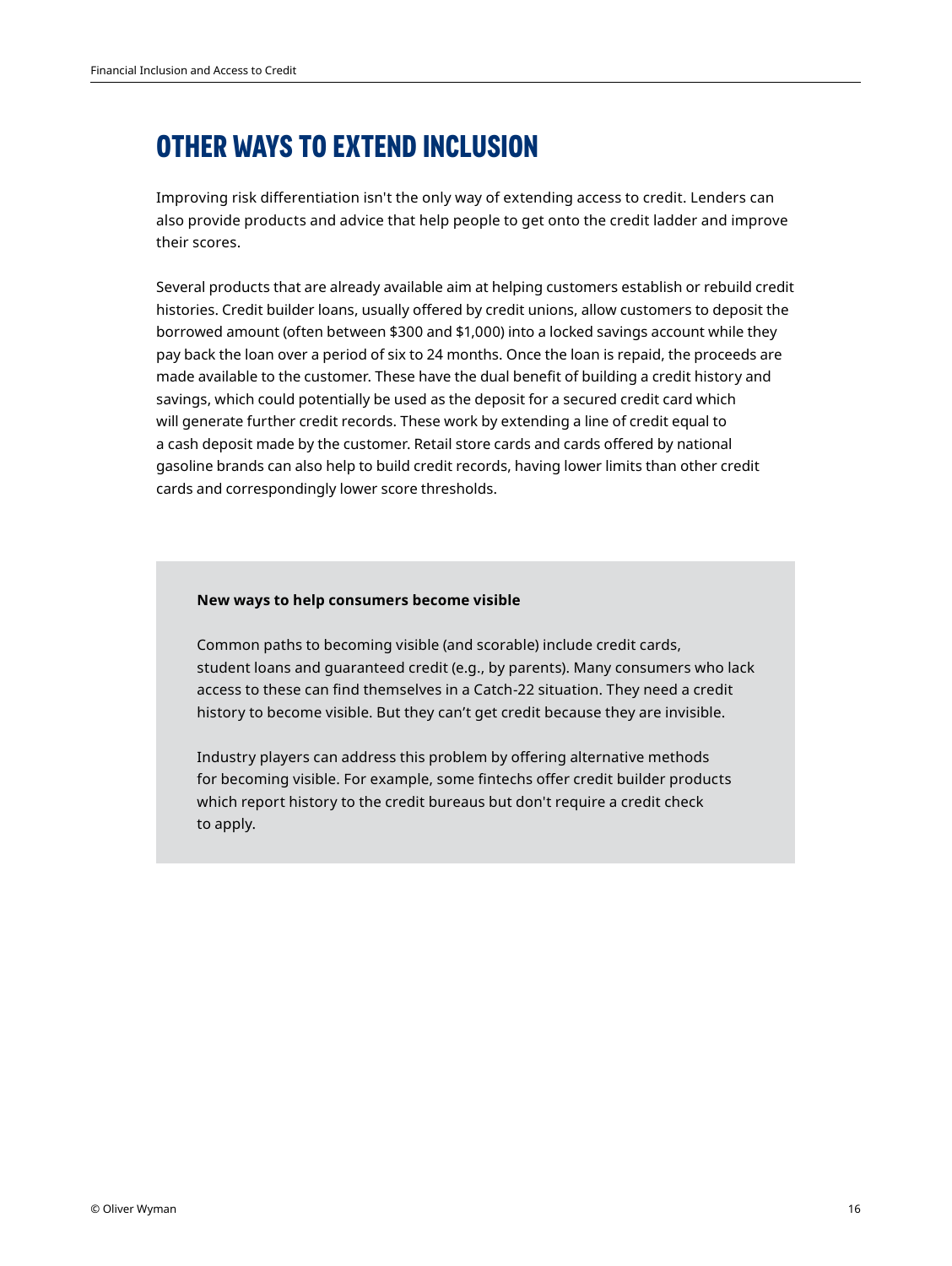# OTHER WAYS TO EXTEND INCLUSION

Improving risk differentiation isn't the only way of extending access to credit. Lenders can also provide products and advice that help people to get onto the credit ladder and improve their scores.

Several products that are already available aim at helping customers establish or rebuild credit histories. Credit builder loans, usually offered by credit unions, allow customers to deposit the borrowed amount (often between $300 and $1,000) into a locked savings account while they pay back the loan over a period of six to 24 months. Once the loan is repaid, the proceeds are made available to the customer. These have the dual benefit of building a credit history and savings, which could potentially be used as the deposit for a secured credit card which will generate further credit records. These work by extending a line of credit equal to a cash deposit made by the customer. Retail store cards and cards offered by national gasoline brands can also help to build credit records, having lower limits than other credit cards and correspondingly lower score thresholds.

**New ways to help consumers become visible**

Common paths to becoming visible (and scorable) include credit cards, student loans and guaranteed credit (e.g., by parents). Many consumers who lack access to these can find themselves in a Catch-22 situation. They need a credit history to become visible. But they can't get credit because they are invisible.

Industry players can address this problem by offering alternative methods for becoming visible. For example, some fintechs offer credit builder products which report history to the credit bureaus but don't require a credit check to apply.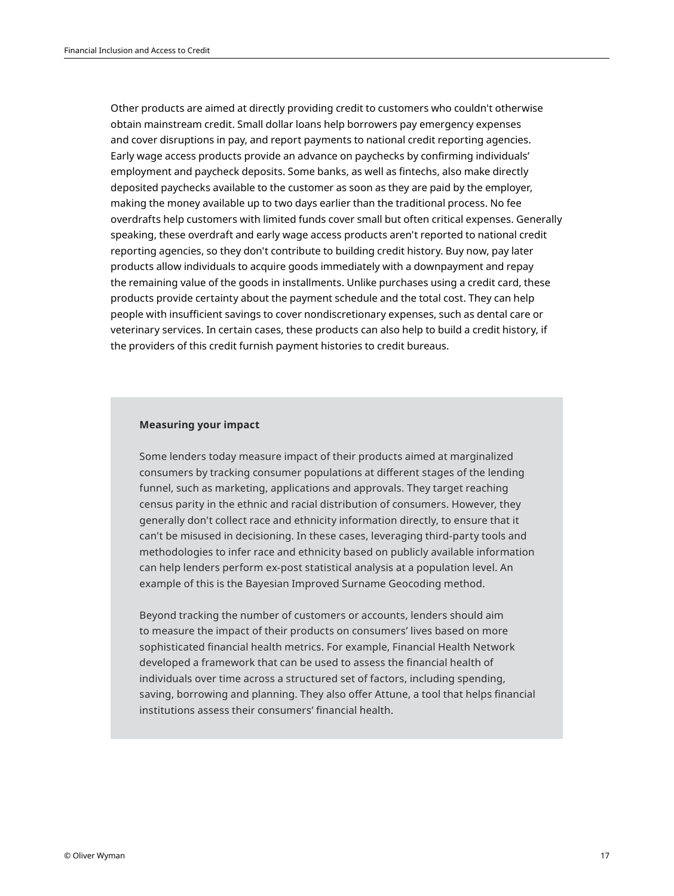Other products are aimed at directly providing credit to customers who couldn't otherwise obtain mainstream credit. Small dollar loans help borrowers pay emergency expenses and cover disruptions in pay, and report payments to national credit reporting agencies. Early wage access products provide an advance on paychecks by confirming individuals' employment and paycheck deposits. Some banks, as well as fintechs, also make directly deposited paychecks available to the customer as soon as they are paid by the employer, making the money available up to two days earlier than the traditional process. No fee overdrafts help customers with limited funds cover small but often critical expenses. Generally speaking, these overdraft and early wage access products aren't reported to national credit reporting agencies, so they don't contribute to building credit history. Buy now, pay later products allow individuals to acquire goods immediately with a downpayment and repay the remaining value of the goods in installments. Unlike purchases using a credit card, these products provide certainty about the payment schedule and the total cost. They can help people with insufficient savings to cover nondiscretionary expenses, such as dental care or veterinary services. In certain cases, these products can also help to build a credit history, if the providers of this credit furnish payment histories to credit bureaus.

**Measuring your impact**

Some lenders today measure impact of their products aimed at marginalized consumers by tracking consumer populations at different stages of the lending funnel, such as marketing, applications and approvals. They target reaching census parity in the ethnic and racial distribution of consumers. However, they generally don't collect race and ethnicity information directly, to ensure that it can't be misused in decisioning. In these cases, leveraging third-party tools and methodologies to infer race and ethnicity based on publicly available information can help lenders perform ex-post statistical analysis at a population level. An example of this is the Bayesian Improved Surname Geocoding method.

Beyond tracking the number of customers or accounts, lenders should aim to measure the impact of their products on consumers' lives based on more sophisticated financial health metrics. For example, Financial Health Network developed a framework that can be used to assess the financial health of individuals over time across a structured set of factors, including spending, saving, borrowing and planning. They also offer Attune, a tool that helps financial institutions assess their consumers' financial health.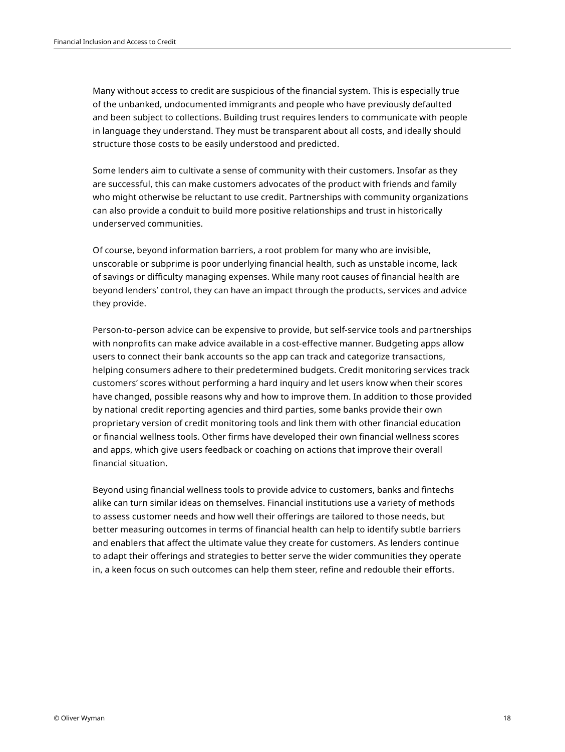Many without access to credit are suspicious of the financial system. This is especially true of the unbanked, undocumented immigrants and people who have previously defaulted and been subject to collections. Building trust requires lenders to communicate with people in language they understand. They must be transparent about all costs, and ideally should structure those costs to be easily understood and predicted.

Some lenders aim to cultivate a sense of community with their customers. Insofar as they are successful, this can make customers advocates of the product with friends and family who might otherwise be reluctant to use credit. Partnerships with community organizations can also provide a conduit to build more positive relationships and trust in historically underserved communities.

Of course, beyond information barriers, a root problem for many who are invisible, unscorable or subprime is poor underlying financial health, such as unstable income, lack of savings or difficulty managing expenses. While many root causes of financial health are beyond lenders' control, they can have an impact through the products, services and advice they provide.

Person-to-person advice can be expensive to provide, but self-service tools and partnerships with nonprofits can make advice available in a cost-effective manner. Budgeting apps allow users to connect their bank accounts so the app can track and categorize transactions, helping consumers adhere to their predetermined budgets. Credit monitoring services track customers' scores without performing a hard inquiry and let users know when their scores have changed, possible reasons why and how to improve them. In addition to those provided by national credit reporting agencies and third parties, some banks provide their own proprietary version of credit monitoring tools and link them with other financial education or financial wellness tools. Other firms have developed their own financial wellness scores and apps, which give users feedback or coaching on actions that improve their overall financial situation.

Beyond using financial wellness tools to provide advice to customers, banks and fintechs alike can turn similar ideas on themselves. Financial institutions use a variety of methods to assess customer needs and how well their offerings are tailored to those needs, but better measuring outcomes in terms of financial health can help to identify subtle barriers and enablers that affect the ultimate value they create for customers. As lenders continue to adapt their offerings and strategies to better serve the wider communities they operate in, a keen focus on such outcomes can help them steer, refine and redouble their efforts.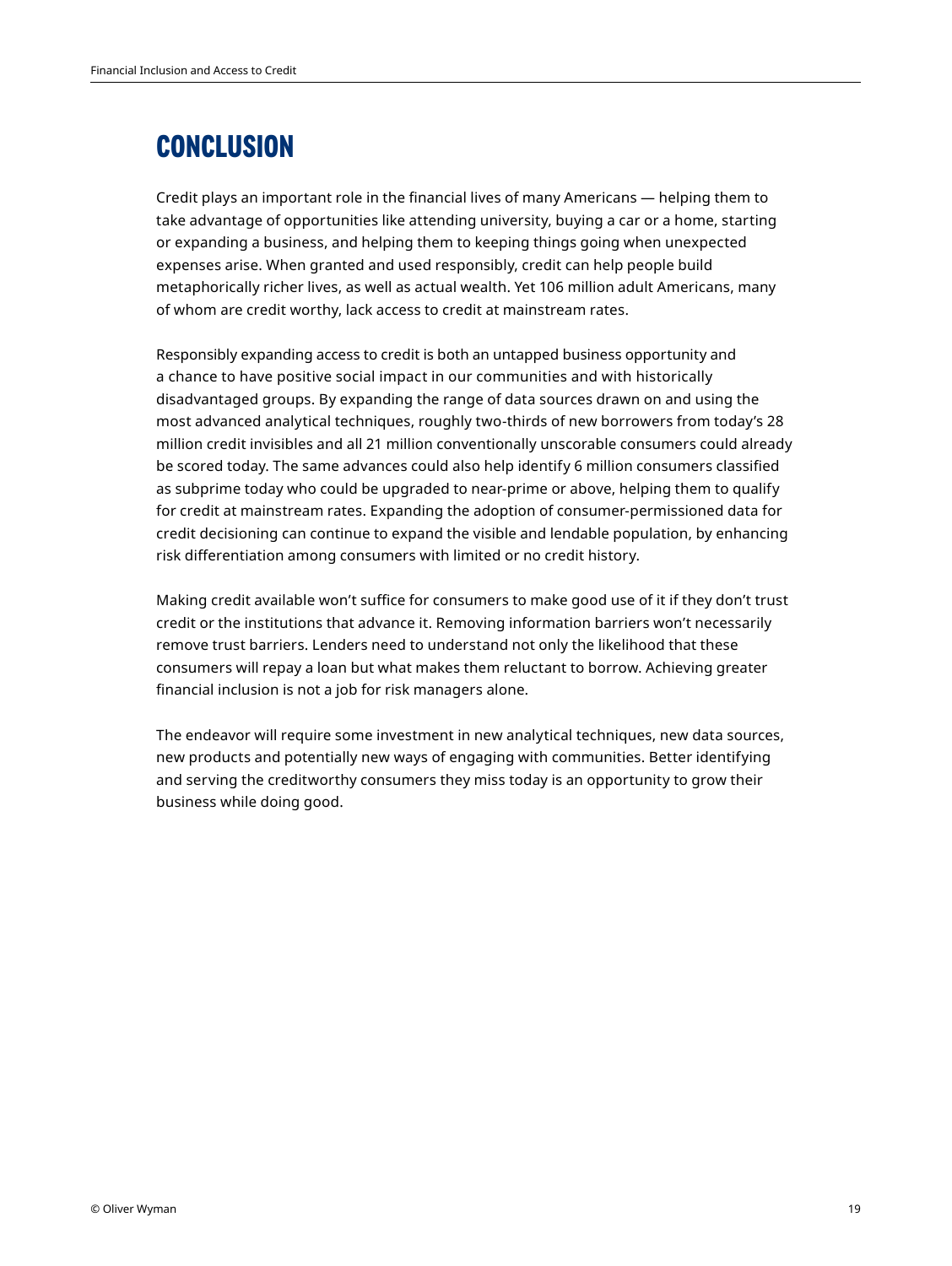# CONCLUSION

Credit plays an important role in the financial lives of many Americans — helping them to take advantage of opportunities like attending university, buying a car or a home, starting or expanding a business, and helping them to keeping things going when unexpected expenses arise. When granted and used responsibly, credit can help people build metaphorically richer lives, as well as actual wealth. Yet 106 million adult Americans, many of whom are credit worthy, lack access to credit at mainstream rates.

Responsibly expanding access to credit is both an untapped business opportunity and a chance to have positive social impact in our communities and with historically disadvantaged groups. By expanding the range of data sources drawn on and using the most advanced analytical techniques, roughly two-thirds of new borrowers from today's 28 million credit invisibles and all 21 million conventionally unscorable consumers could already be scored today. The same advances could also help identify 6 million consumers classified as subprime today who could be upgraded to near-prime or above, helping them to qualify for credit at mainstream rates. Expanding the adoption of consumer-permissioned data for credit decisioning can continue to expand the visible and lendable population, by enhancing risk differentiation among consumers with limited or no credit history.

Making credit available won't suffice for consumers to make good use of it if they don't trust credit or the institutions that advance it. Removing information barriers won't necessarily remove trust barriers. Lenders need to understand not only the likelihood that these consumers will repay a loan but what makes them reluctant to borrow. Achieving greater financial inclusion is not a job for risk managers alone.

The endeavor will require some investment in new analytical techniques, new data sources, new products and potentially new ways of engaging with communities. Better identifying and serving the creditworthy consumers they miss today is an opportunity to grow their business while doing good.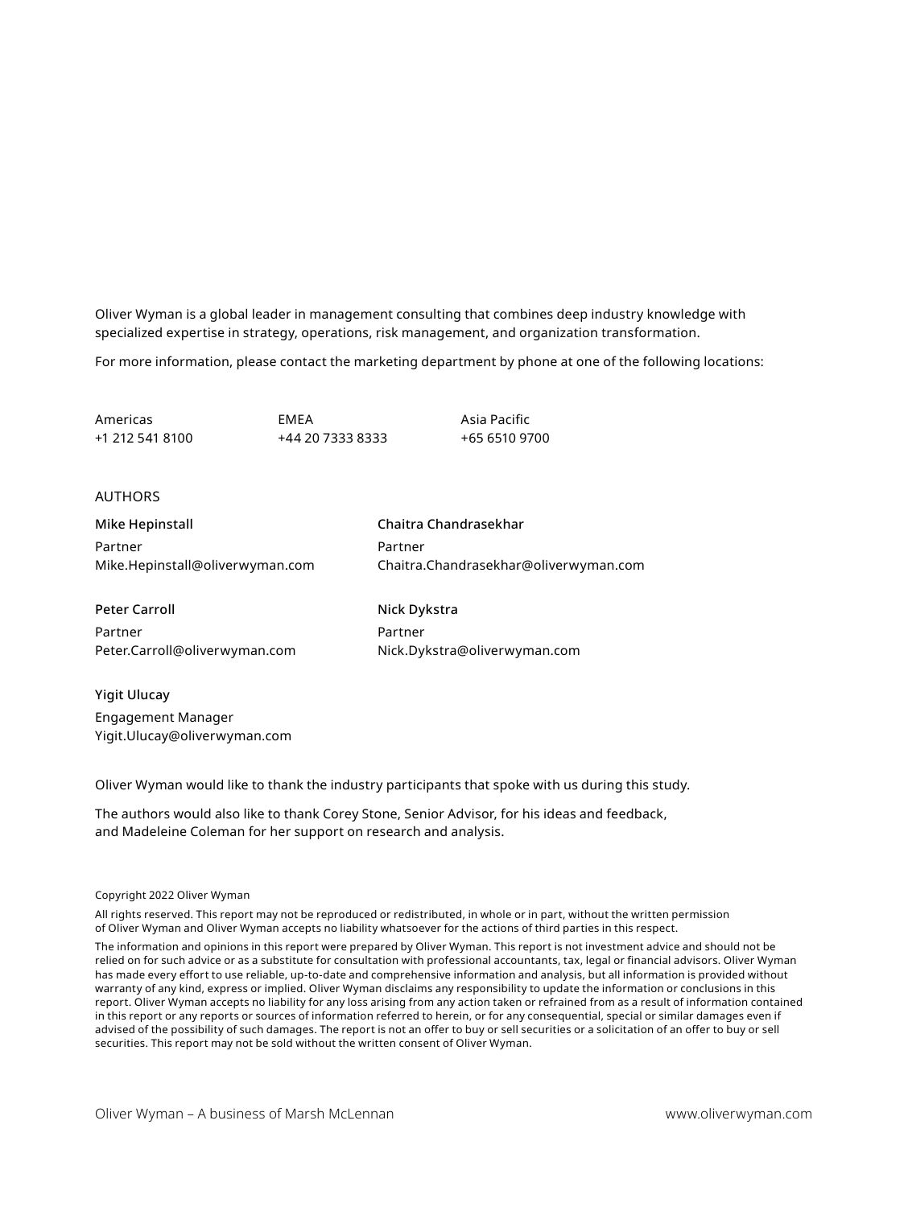Oliver Wyman is a global leader in management consulting that combines deep industry knowledge with specialized expertise in strategy, operations, risk management, and organization transformation.

For more information, please contact the marketing department by phone at one of the following locations:

| Americas | EMEA | Asia Pacific |
| --- | --- | --- |
| +1 212 541 8100 | +44 20 7333 8333 | +65 6510 9700 |

AUTHORS

**Mike Hepinstall**
Partner
Mike.Hepinstall@oliverwyman.com

**Chaitra Chandrasekhar**
Partner
Chaitra.Chandrasekhar@oliverwyman.com

**Peter Carroll**
Partner
Peter.Carroll@oliverwyman.com

**Nick Dykstra**
Partner
Nick.Dykstra@oliverwyman.com

**Yigit Ulucay**
Engagement Manager
Yigit.Ulucay@oliverwyman.com

Oliver Wyman would like to thank the industry participants that spoke with us during this study.

The authors would also like to thank Corey Stone, Senior Advisor, for his ideas and feedback, and Madeleine Coleman for her support on research and analysis.

Copyright 2022 Oliver Wyman

All rights reserved. This report may not be reproduced or redistributed, in whole or in part, without the written permission of Oliver Wyman and Oliver Wyman accepts no liability whatsoever for the actions of third parties in this respect.

The information and opinions in this report were prepared by Oliver Wyman. This report is not investment advice and should not be relied on for such advice or as a substitute for consultation with professional accountants, tax, legal or financial advisors. Oliver Wyman has made every effort to use reliable, up-to-date and comprehensive information and analysis, but all information is provided without warranty of any kind, express or implied. Oliver Wyman disclaims any responsibility to update the information or conclusions in this report. Oliver Wyman accepts no liability for any loss arising from any action taken or refrained from as a result of information contained in this report or any reports or sources of information referred to herein, or for any consequential, special or similar damages even if advised of the possibility of such damages. The report is not an offer to buy or sell securities or a solicitation of an offer to buy or sell securities. This report may not be sold without the written consent of Oliver Wyman.

Oliver Wyman – A business of Marsh McLennan

www.oliverwyman.com